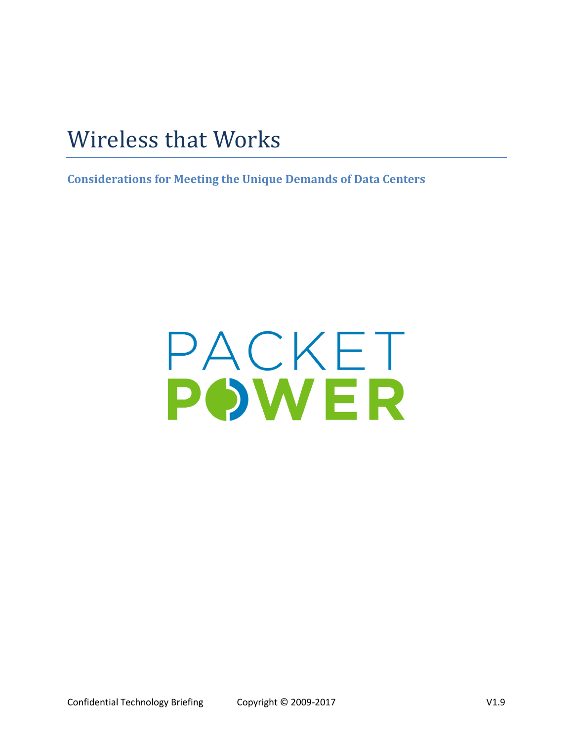# Wireless that Works

**Considerations for Meeting the Unique Demands of Data Centers**

PACKET
POWER

Confidential Technology Briefing Copyright © 2009-2017 V1.9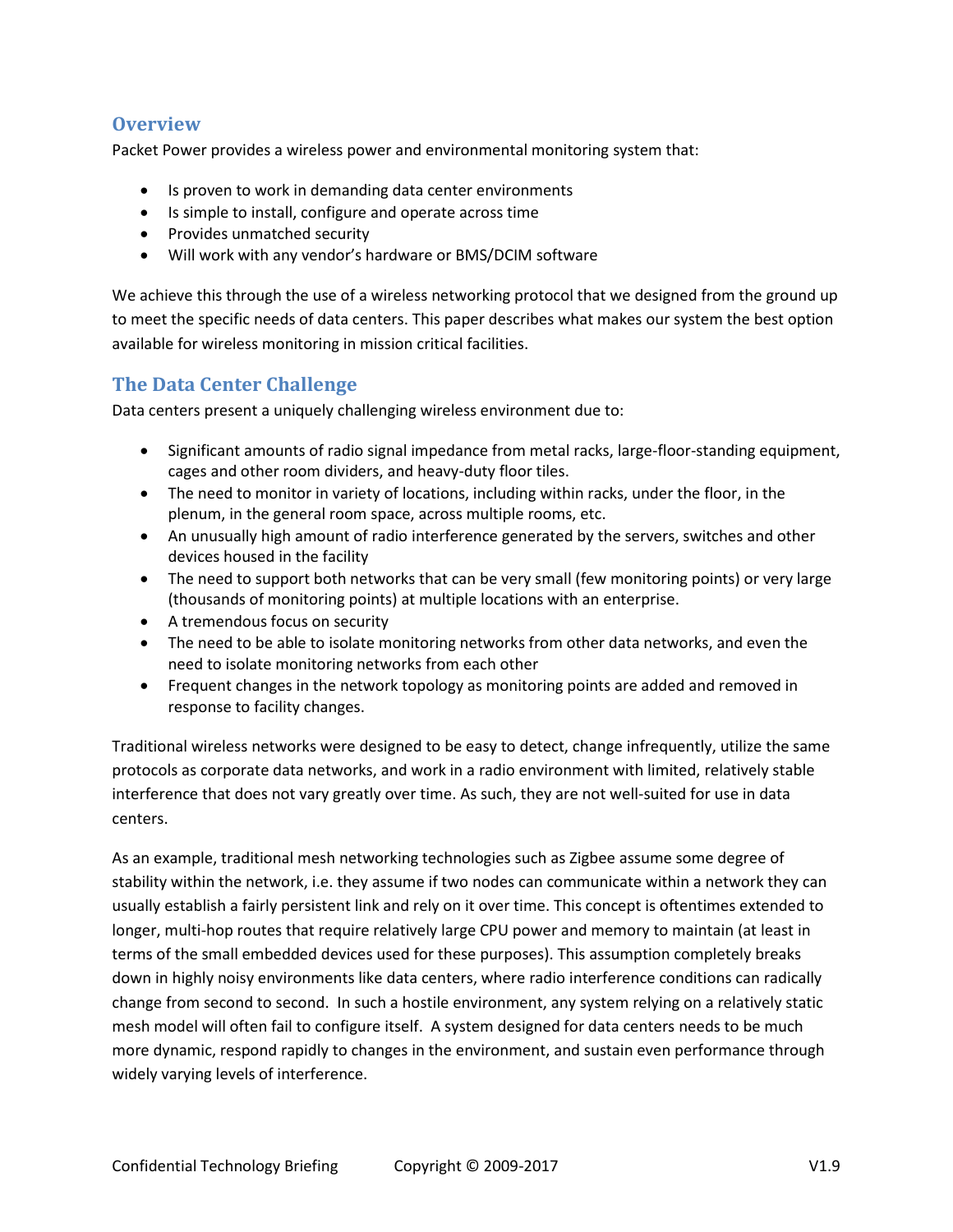## Overview

Packet Power provides a wireless power and environmental monitoring system that:

- Is proven to work in demanding data center environments
- Is simple to install, configure and operate across time
- Provides unmatched security
- Will work with any vendor's hardware or BMS/DCIM software

We achieve this through the use of a wireless networking protocol that we designed from the ground up to meet the specific needs of data centers. This paper describes what makes our system the best option available for wireless monitoring in mission critical facilities.

## The Data Center Challenge

Data centers present a uniquely challenging wireless environment due to:

- Significant amounts of radio signal impedance from metal racks, large-floor-standing equipment, cages and other room dividers, and heavy-duty floor tiles.
- The need to monitor in variety of locations, including within racks, under the floor, in the plenum, in the general room space, across multiple rooms, etc.
- An unusually high amount of radio interference generated by the servers, switches and other devices housed in the facility
- The need to support both networks that can be very small (few monitoring points) or very large (thousands of monitoring points) at multiple locations with an enterprise.
- A tremendous focus on security
- The need to be able to isolate monitoring networks from other data networks, and even the need to isolate monitoring networks from each other
- Frequent changes in the network topology as monitoring points are added and removed in response to facility changes.

Traditional wireless networks were designed to be easy to detect, change infrequently, utilize the same protocols as corporate data networks, and work in a radio environment with limited, relatively stable interference that does not vary greatly over time. As such, they are not well-suited for use in data centers.

As an example, traditional mesh networking technologies such as Zigbee assume some degree of stability within the network, i.e. they assume if two nodes can communicate within a network they can usually establish a fairly persistent link and rely on it over time. This concept is oftentimes extended to longer, multi-hop routes that require relatively large CPU power and memory to maintain (at least in terms of the small embedded devices used for these purposes). This assumption completely breaks down in highly noisy environments like data centers, where radio interference conditions can radically change from second to second. In such a hostile environment, any system relying on a relatively static mesh model will often fail to configure itself. A system designed for data centers needs to be much more dynamic, respond rapidly to changes in the environment, and sustain even performance through widely varying levels of interference.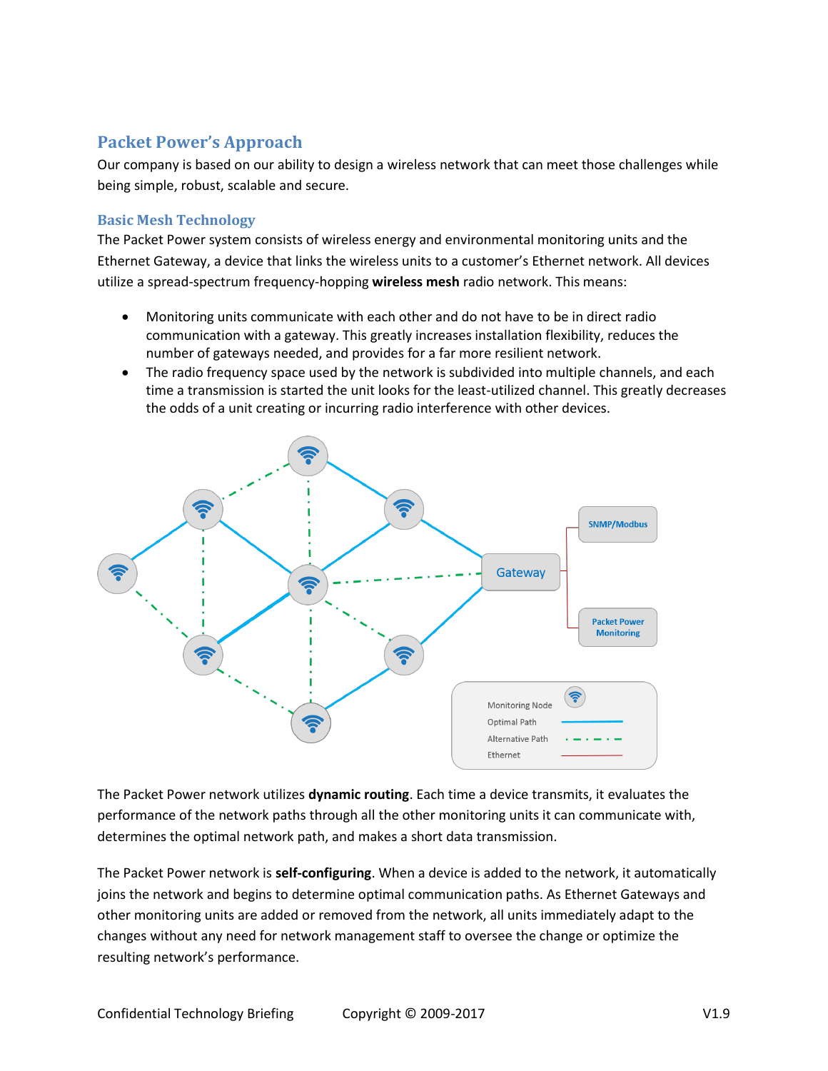## Packet Power's Approach

Our company is based on our ability to design a wireless network that can meet those challenges while being simple, robust, scalable and secure.

### Basic Mesh Technology

The Packet Power system consists of wireless energy and environmental monitoring units and the Ethernet Gateway, a device that links the wireless units to a customer's Ethernet network. All devices utilize a spread-spectrum frequency-hopping **wireless mesh** radio network. This means:

- Monitoring units communicate with each other and do not have to be in direct radio communication with a gateway. This greatly increases installation flexibility, reduces the number of gateways needed, and provides for a far more resilient network.
- The radio frequency space used by the network is subdivided into multiple channels, and each time a transmission is started the unit looks for the least-utilized channel. This greatly decreases the odds of a unit creating or incurring radio interference with other devices.

The Packet Power network utilizes **dynamic routing**. Each time a device transmits, it evaluates the performance of the network paths through all the other monitoring units it can communicate with, determines the optimal network path, and makes a short data transmission.

The Packet Power network is **self-configuring**. When a device is added to the network, it automatically joins the network and begins to determine optimal communication paths. As Ethernet Gateways and other monitoring units are added or removed from the network, all units immediately adapt to the changes without any need for network management staff to oversee the change or optimize the resulting network's performance.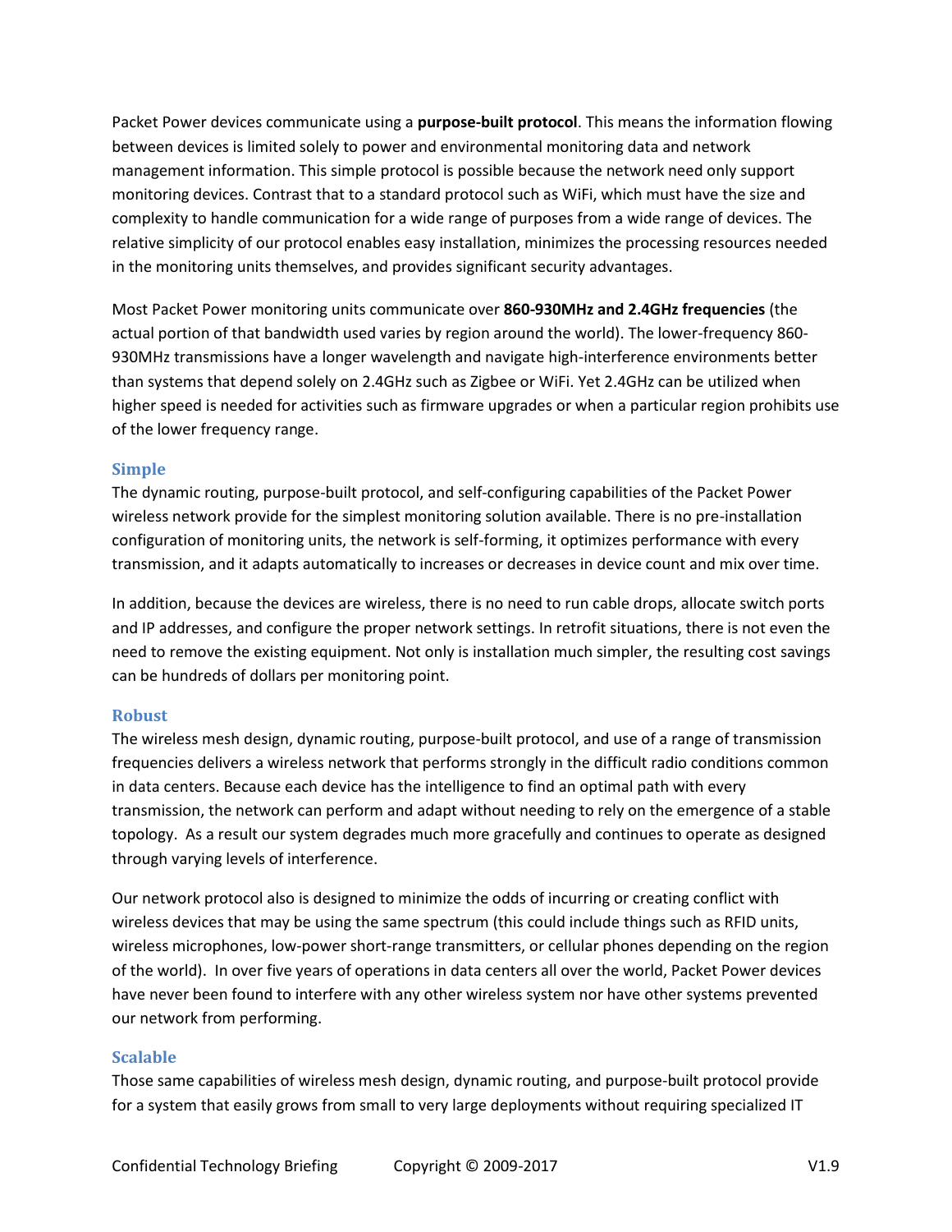Packet Power devices communicate using a **purpose-built protocol**. This means the information flowing between devices is limited solely to power and environmental monitoring data and network management information. This simple protocol is possible because the network need only support monitoring devices. Contrast that to a standard protocol such as WiFi, which must have the size and complexity to handle communication for a wide range of purposes from a wide range of devices. The relative simplicity of our protocol enables easy installation, minimizes the processing resources needed in the monitoring units themselves, and provides significant security advantages.

Most Packet Power monitoring units communicate over **860-930MHz and 2.4GHz frequencies** (the actual portion of that bandwidth used varies by region around the world). The lower-frequency 860-930MHz transmissions have a longer wavelength and navigate high-interference environments better than systems that depend solely on 2.4GHz such as Zigbee or WiFi. Yet 2.4GHz can be utilized when higher speed is needed for activities such as firmware upgrades or when a particular region prohibits use of the lower frequency range.

### Simple

The dynamic routing, purpose-built protocol, and self-configuring capabilities of the Packet Power wireless network provide for the simplest monitoring solution available. There is no pre-installation configuration of monitoring units, the network is self-forming, it optimizes performance with every transmission, and it adapts automatically to increases or decreases in device count and mix over time.

In addition, because the devices are wireless, there is no need to run cable drops, allocate switch ports and IP addresses, and configure the proper network settings. In retrofit situations, there is not even the need to remove the existing equipment. Not only is installation much simpler, the resulting cost savings can be hundreds of dollars per monitoring point.

### Robust

The wireless mesh design, dynamic routing, purpose-built protocol, and use of a range of transmission frequencies delivers a wireless network that performs strongly in the difficult radio conditions common in data centers. Because each device has the intelligence to find an optimal path with every transmission, the network can perform and adapt without needing to rely on the emergence of a stable topology. As a result our system degrades much more gracefully and continues to operate as designed through varying levels of interference.

Our network protocol also is designed to minimize the odds of incurring or creating conflict with wireless devices that may be using the same spectrum (this could include things such as RFID units, wireless microphones, low-power short-range transmitters, or cellular phones depending on the region of the world). In over five years of operations in data centers all over the world, Packet Power devices have never been found to interfere with any other wireless system nor have other systems prevented our network from performing.

### Scalable

Those same capabilities of wireless mesh design, dynamic routing, and purpose-built protocol provide for a system that easily grows from small to very large deployments without requiring specialized IT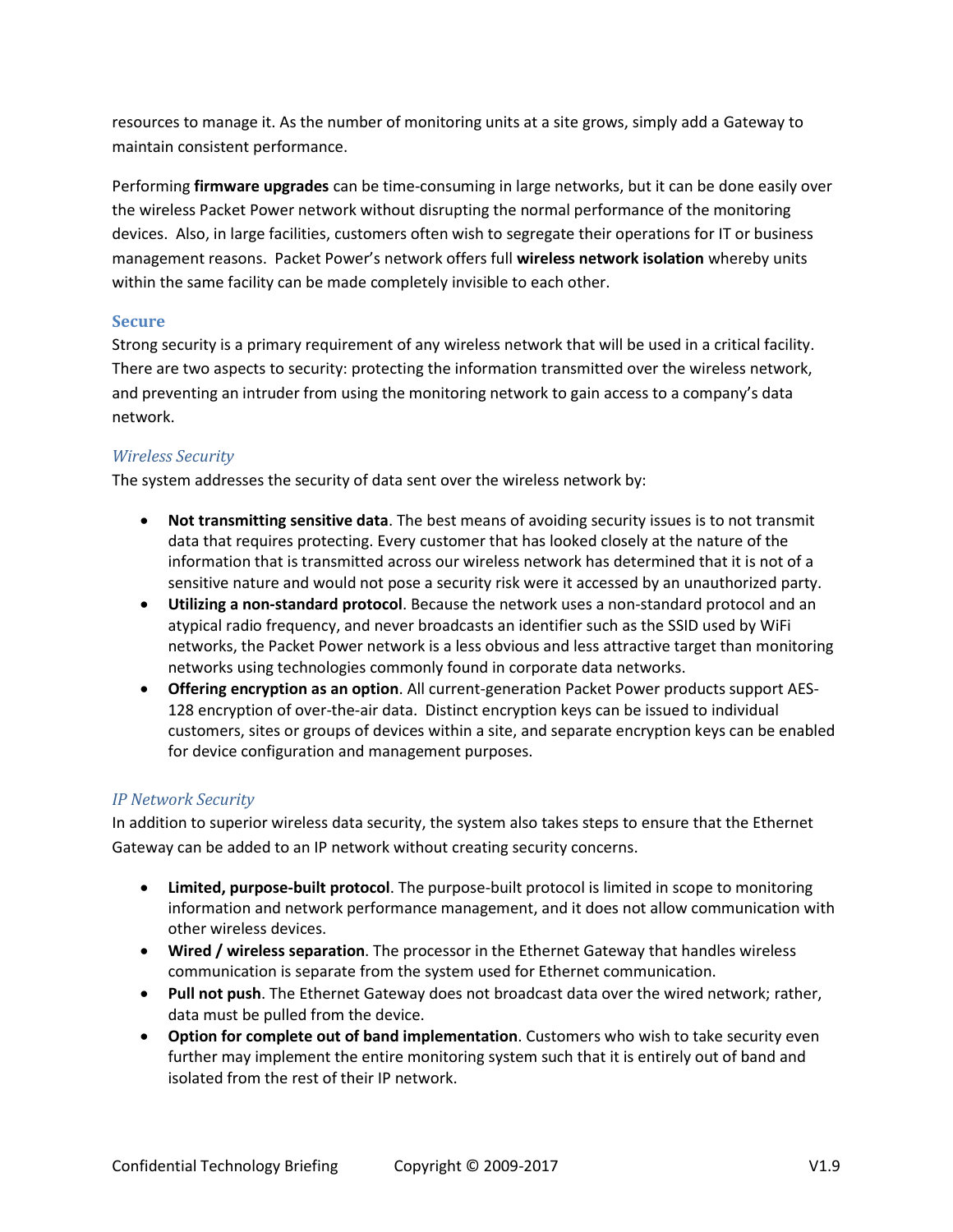resources to manage it. As the number of monitoring units at a site grows, simply add a Gateway to maintain consistent performance.

Performing **firmware upgrades** can be time-consuming in large networks, but it can be done easily over the wireless Packet Power network without disrupting the normal performance of the monitoring devices. Also, in large facilities, customers often wish to segregate their operations for IT or business management reasons. Packet Power's network offers full **wireless network isolation** whereby units within the same facility can be made completely invisible to each other.

## Secure

Strong security is a primary requirement of any wireless network that will be used in a critical facility. There are two aspects to security: protecting the information transmitted over the wireless network, and preventing an intruder from using the monitoring network to gain access to a company's data network.

### *Wireless Security*

The system addresses the security of data sent over the wireless network by:

- **Not transmitting sensitive data**. The best means of avoiding security issues is to not transmit data that requires protecting. Every customer that has looked closely at the nature of the information that is transmitted across our wireless network has determined that it is not of a sensitive nature and would not pose a security risk were it accessed by an unauthorized party.
- **Utilizing a non-standard protocol**. Because the network uses a non-standard protocol and an atypical radio frequency, and never broadcasts an identifier such as the SSID used by WiFi networks, the Packet Power network is a less obvious and less attractive target than monitoring networks using technologies commonly found in corporate data networks.
- **Offering encryption as an option**. All current-generation Packet Power products support AES-128 encryption of over-the-air data. Distinct encryption keys can be issued to individual customers, sites or groups of devices within a site, and separate encryption keys can be enabled for device configuration and management purposes.

### *IP Network Security*

In addition to superior wireless data security, the system also takes steps to ensure that the Ethernet Gateway can be added to an IP network without creating security concerns.

- **Limited, purpose-built protocol**. The purpose-built protocol is limited in scope to monitoring information and network performance management, and it does not allow communication with other wireless devices.
- **Wired / wireless separation**. The processor in the Ethernet Gateway that handles wireless communication is separate from the system used for Ethernet communication.
- **Pull not push**. The Ethernet Gateway does not broadcast data over the wired network; rather, data must be pulled from the device.
- **Option for complete out of band implementation**. Customers who wish to take security even further may implement the entire monitoring system such that it is entirely out of band and isolated from the rest of their IP network.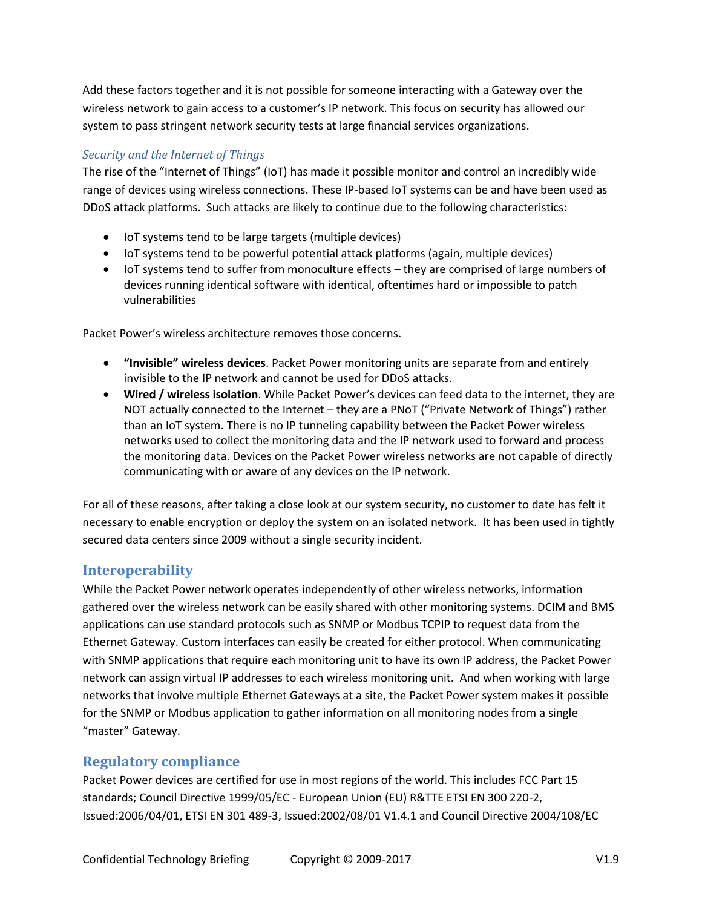Add these factors together and it is not possible for someone interacting with a Gateway over the wireless network to gain access to a customer's IP network. This focus on security has allowed our system to pass stringent network security tests at large financial services organizations.

### *Security and the Internet of Things*

The rise of the "Internet of Things" (IoT) has made it possible monitor and control an incredibly wide range of devices using wireless connections. These IP-based IoT systems can be and have been used as DDoS attack platforms. Such attacks are likely to continue due to the following characteristics:

- IoT systems tend to be large targets (multiple devices)
- IoT systems tend to be powerful potential attack platforms (again, multiple devices)
- IoT systems tend to suffer from monoculture effects – they are comprised of large numbers of devices running identical software with identical, oftentimes hard or impossible to patch vulnerabilities

Packet Power's wireless architecture removes those concerns.

- **"Invisible" wireless devices**. Packet Power monitoring units are separate from and entirely invisible to the IP network and cannot be used for DDoS attacks.
- **Wired / wireless isolation**. While Packet Power's devices can feed data to the internet, they are NOT actually connected to the Internet – they are a PNoT ("Private Network of Things") rather than an IoT system. There is no IP tunneling capability between the Packet Power wireless networks used to collect the monitoring data and the IP network used to forward and process the monitoring data. Devices on the Packet Power wireless networks are not capable of directly communicating with or aware of any devices on the IP network.

For all of these reasons, after taking a close look at our system security, no customer to date has felt it necessary to enable encryption or deploy the system on an isolated network. It has been used in tightly secured data centers since 2009 without a single security incident.

## Interoperability

While the Packet Power network operates independently of other wireless networks, information gathered over the wireless network can be easily shared with other monitoring systems. DCIM and BMS applications can use standard protocols such as SNMP or Modbus TCPIP to request data from the Ethernet Gateway. Custom interfaces can easily be created for either protocol. When communicating with SNMP applications that require each monitoring unit to have its own IP address, the Packet Power network can assign virtual IP addresses to each wireless monitoring unit. And when working with large networks that involve multiple Ethernet Gateways at a site, the Packet Power system makes it possible for the SNMP or Modbus application to gather information on all monitoring nodes from a single "master" Gateway.

## Regulatory compliance

Packet Power devices are certified for use in most regions of the world. This includes FCC Part 15 standards; Council Directive 1999/05/EC - European Union (EU) R&TTE ETSI EN 300 220-2, Issued:2006/04/01, ETSI EN 301 489-3, Issued:2002/08/01 V1.4.1 and Council Directive 2004/108/EC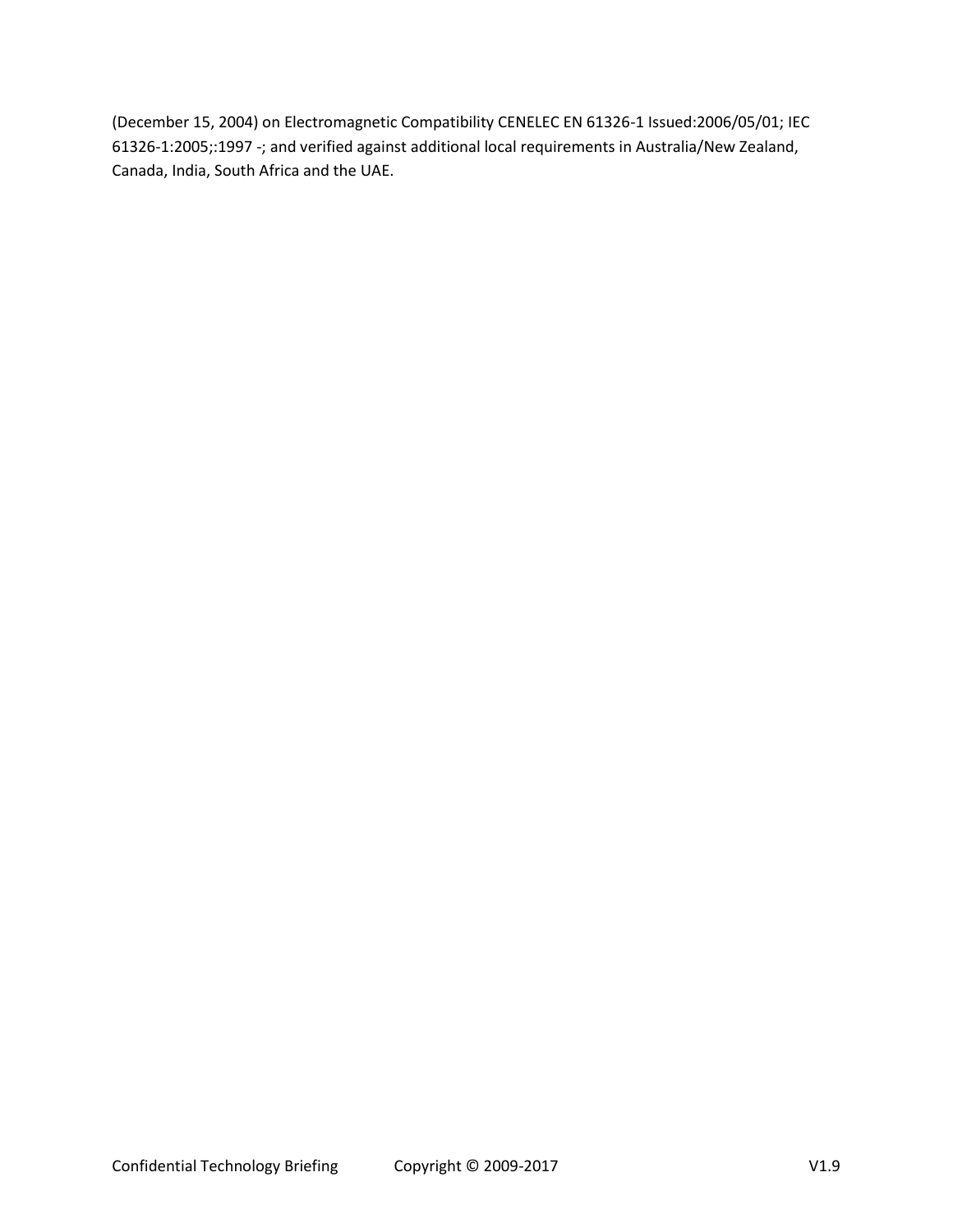(December 15, 2004) on Electromagnetic Compatibility CENELEC EN 61326-1 Issued:2006/05/01; IEC 61326-1:2005;:1997 -; and verified against additional local requirements in Australia/New Zealand, Canada, India, South Africa and the UAE.